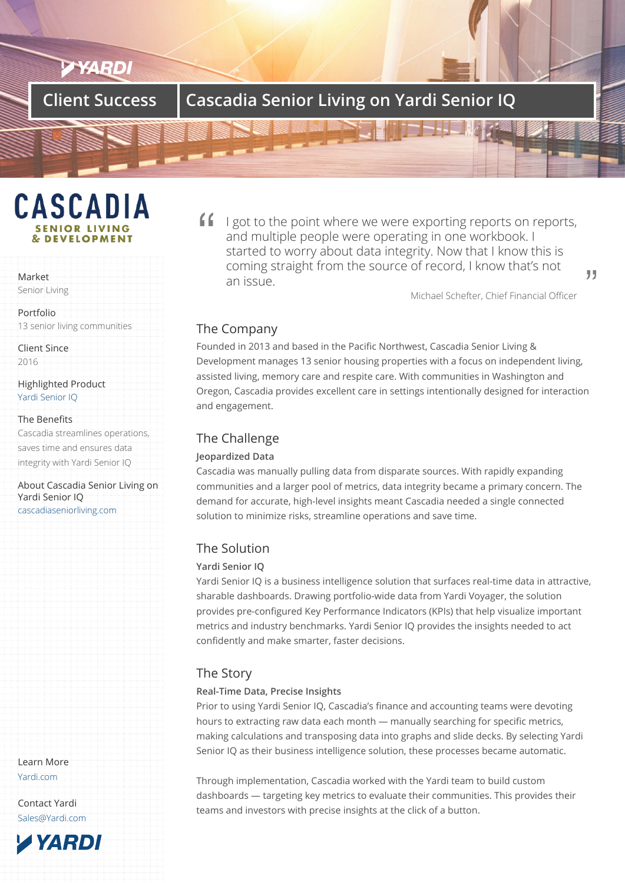YARDI

# Client Success | Cascadia Senior Living on Yardi Senior IQ

CASCADIA
SENIOR LIVING
& DEVELOPMENT

Market
Senior Living

Portfolio
13 senior living communities

Client Since
2016

Highlighted Product
Yardi Senior IQ

The Benefits
Cascadia streamlines operations, saves time and ensures data integrity with Yardi Senior IQ

About Cascadia Senior Living on Yardi Senior IQ
cascadiaseniorliving.com

> "I got to the point where we were exporting reports on reports, and multiple people were operating in one workbook. I started to worry about data integrity. Now that I know this is coming straight from the source of record, I know that's not an issue."
>
> Michael Schefter, Chief Financial Officer

## The Company

Founded in 2013 and based in the Pacific Northwest, Cascadia Senior Living & Development manages 13 senior housing properties with a focus on independent living, assisted living, memory care and respite care. With communities in Washington and Oregon, Cascadia provides excellent care in settings intentionally designed for interaction and engagement.

## The Challenge

**Jeopardized Data**

Cascadia was manually pulling data from disparate sources. With rapidly expanding communities and a larger pool of metrics, data integrity became a primary concern. The demand for accurate, high-level insights meant Cascadia needed a single connected solution to minimize risks, streamline operations and save time.

## The Solution

**Yardi Senior IQ**

Yardi Senior IQ is a business intelligence solution that surfaces real-time data in attractive, sharable dashboards. Drawing portfolio-wide data from Yardi Voyager, the solution provides pre-configured Key Performance Indicators (KPIs) that help visualize important metrics and industry benchmarks. Yardi Senior IQ provides the insights needed to act confidently and make smarter, faster decisions.

## The Story

**Real-Time Data, Precise Insights**

Prior to using Yardi Senior IQ, Cascadia's finance and accounting teams were devoting hours to extracting raw data each month — manually searching for specific metrics, making calculations and transposing data into graphs and slide decks. By selecting Yardi Senior IQ as their business intelligence solution, these processes became automatic.

Through implementation, Cascadia worked with the Yardi team to build custom dashboards — targeting key metrics to evaluate their communities. This provides their teams and investors with precise insights at the click of a button.

Learn More
Yardi.com

Contact Yardi
Sales@Yardi.com

YARDI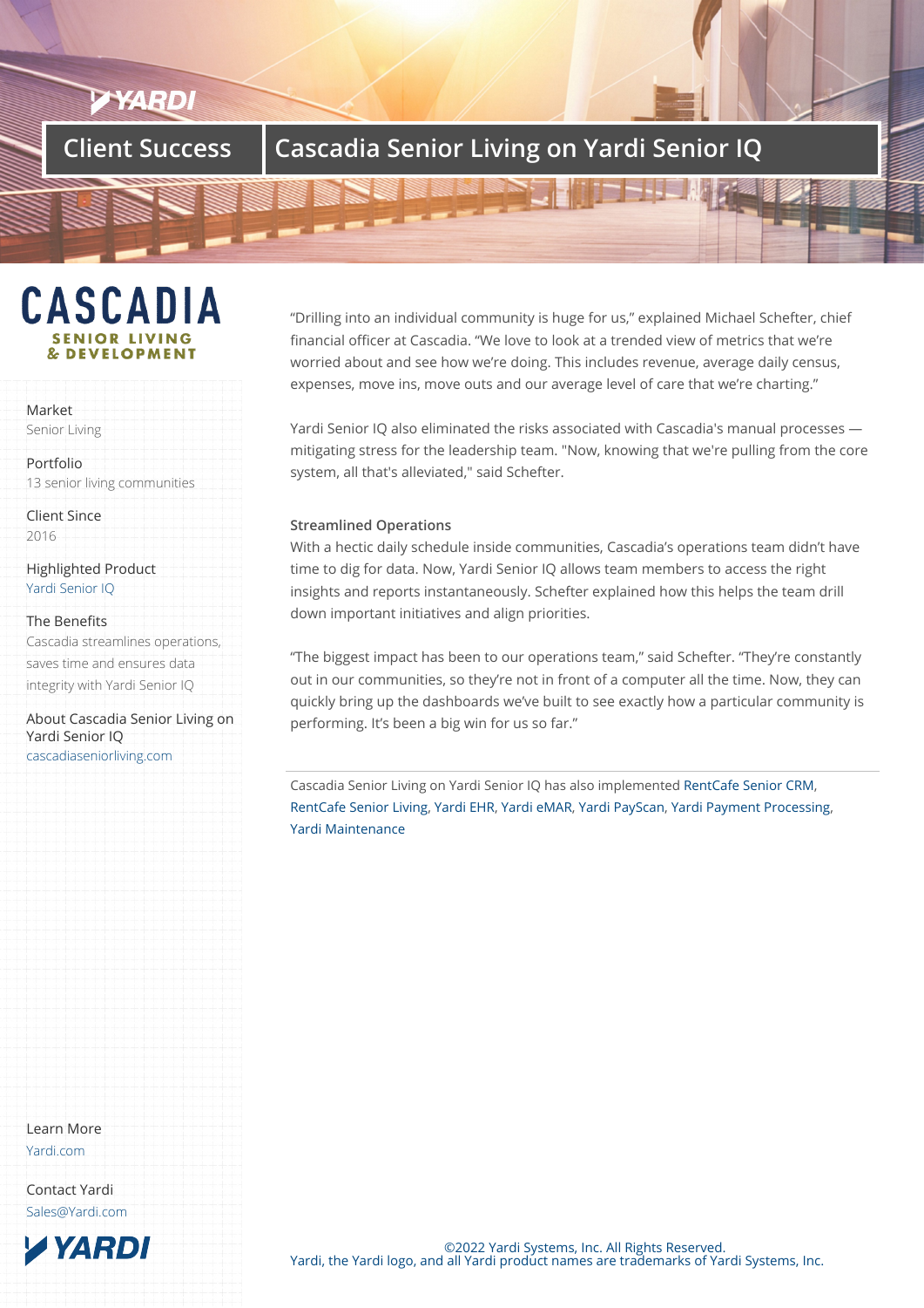# Client Success | Cascadia Senior Living on Yardi Senior IQ

CASCADIA
SENIOR LIVING
& DEVELOPMENT

Market
Senior Living

Portfolio
13 senior living communities

Client Since
2016

Highlighted Product
Yardi Senior IQ

The Benefits
Cascadia streamlines operations, saves time and ensures data integrity with Yardi Senior IQ

About Cascadia Senior Living on Yardi Senior IQ
cascadiaseniorliving.com

"Drilling into an individual community is huge for us," explained Michael Schefter, chief financial officer at Cascadia. "We love to look at a trended view of metrics that we're worried about and see how we're doing. This includes revenue, average daily census, expenses, move ins, move outs and our average level of care that we're charting."

Yardi Senior IQ also eliminated the risks associated with Cascadia's manual processes — mitigating stress for the leadership team. "Now, knowing that we're pulling from the core system, all that's alleviated," said Schefter.

**Streamlined Operations**

With a hectic daily schedule inside communities, Cascadia's operations team didn't have time to dig for data. Now, Yardi Senior IQ allows team members to access the right insights and reports instantaneously. Schefter explained how this helps the team drill down important initiatives and align priorities.

"The biggest impact has been to our operations team," said Schefter. "They're constantly out in our communities, so they're not in front of a computer all the time. Now, they can quickly bring up the dashboards we've built to see exactly how a particular community is performing. It's been a big win for us so far."

---

Cascadia Senior Living on Yardi Senior IQ has also implemented RentCafe Senior CRM, RentCafe Senior Living, Yardi EHR, Yardi eMAR, Yardi PayScan, Yardi Payment Processing, Yardi Maintenance

Learn More
Yardi.com

Contact Yardi
Sales@Yardi.com

YARDI

©2022 Yardi Systems, Inc. All Rights Reserved.
Yardi, the Yardi logo, and all Yardi product names are trademarks of Yardi Systems, Inc.